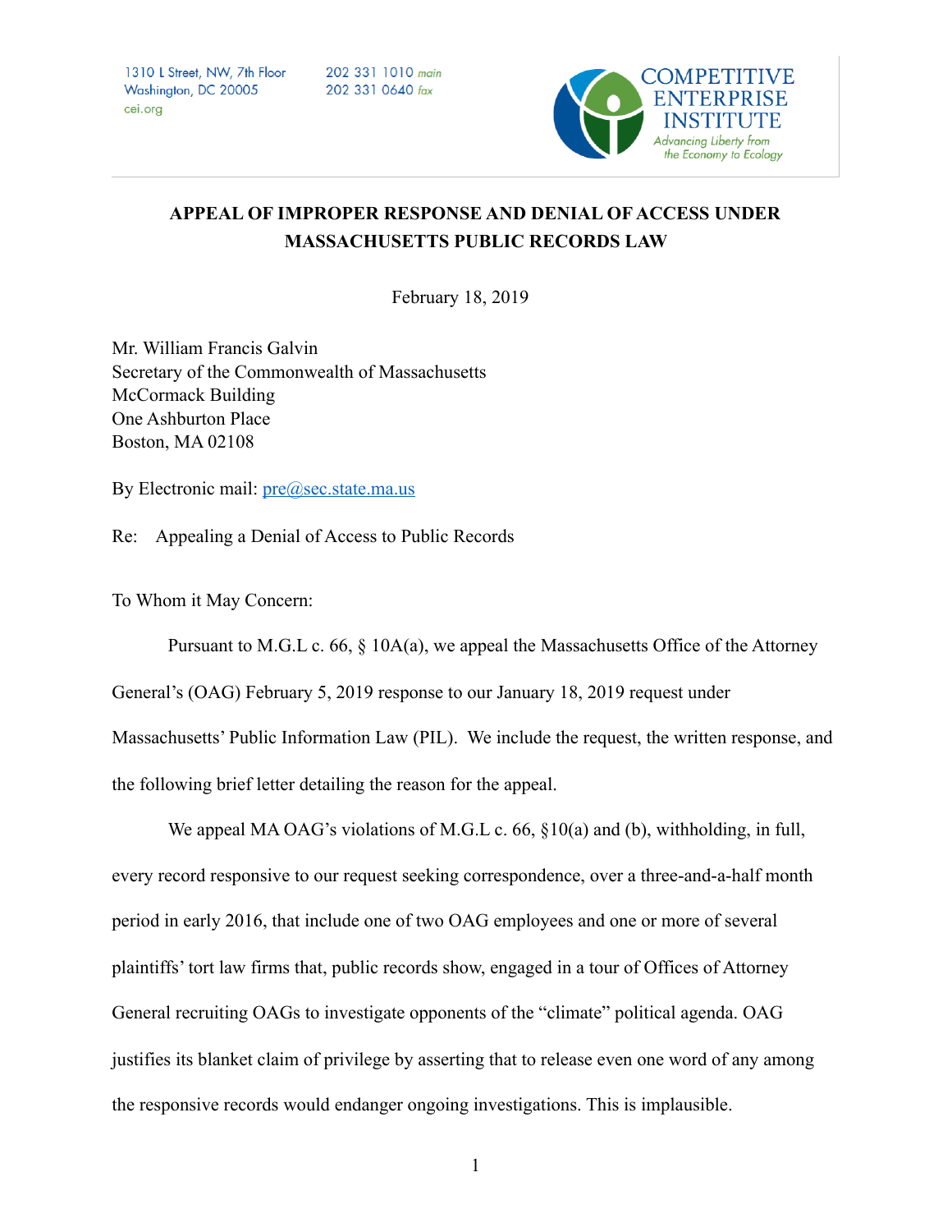1310 L Street, NW, 7th Floor
Washington, DC 20005
cei.org

202 331 1010 main
202 331 0640 fax

COMPETITIVE ENTERPRISE INSTITUTE
Advancing Liberty from the Economy to Ecology

**APPEAL OF IMPROPER RESPONSE AND DENIAL OF ACCESS UNDER MASSACHUSETTS PUBLIC RECORDS LAW**

February 18, 2019

Mr. William Francis Galvin
Secretary of the Commonwealth of Massachusetts
McCormack Building
One Ashburton Place
Boston, MA 02108

By Electronic mail: pre@sec.state.ma.us

Re: Appealing a Denial of Access to Public Records

To Whom it May Concern:

Pursuant to M.G.L c. 66, § 10A(a), we appeal the Massachusetts Office of the Attorney General's (OAG) February 5, 2019 response to our January 18, 2019 request under Massachusetts' Public Information Law (PIL). We include the request, the written response, and the following brief letter detailing the reason for the appeal.

We appeal MA OAG's violations of M.G.L c. 66, §10(a) and (b), withholding, in full, every record responsive to our request seeking correspondence, over a three-and-a-half month period in early 2016, that include one of two OAG employees and one or more of several plaintiffs' tort law firms that, public records show, engaged in a tour of Offices of Attorney General recruiting OAGs to investigate opponents of the "climate" political agenda. OAG justifies its blanket claim of privilege by asserting that to release even one word of any among the responsive records would endanger ongoing investigations. This is implausible.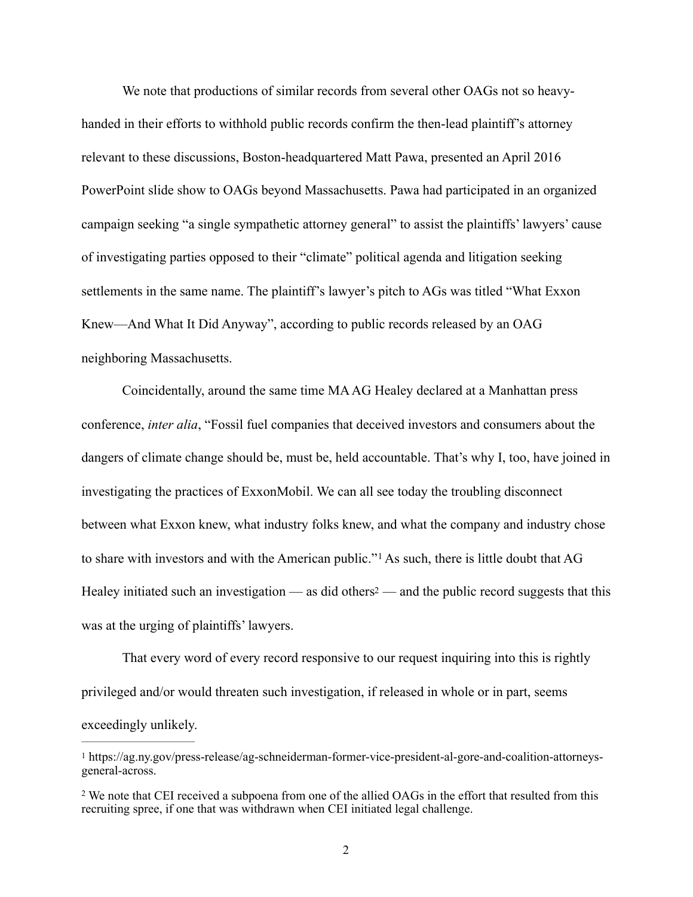We note that productions of similar records from several other OAGs not so heavy-handed in their efforts to withhold public records confirm the then-lead plaintiff's attorney relevant to these discussions, Boston-headquartered Matt Pawa, presented an April 2016 PowerPoint slide show to OAGs beyond Massachusetts. Pawa had participated in an organized campaign seeking "a single sympathetic attorney general" to assist the plaintiffs' lawyers' cause of investigating parties opposed to their "climate" political agenda and litigation seeking settlements in the same name. The plaintiff's lawyer's pitch to AGs was titled "What Exxon Knew—And What It Did Anyway", according to public records released by an OAG neighboring Massachusetts.

Coincidentally, around the same time MA AG Healey declared at a Manhattan press conference, *inter alia*, "Fossil fuel companies that deceived investors and consumers about the dangers of climate change should be, must be, held accountable. That's why I, too, have joined in investigating the practices of ExxonMobil. We can all see today the troubling disconnect between what Exxon knew, what industry folks knew, and what the company and industry chose to share with investors and with the American public."[1] As such, there is little doubt that AG Healey initiated such an investigation — as did others[2] — and the public record suggests that this was at the urging of plaintiffs' lawyers.

That every word of every record responsive to our request inquiring into this is rightly privileged and/or would threaten such investigation, if released in whole or in part, seems exceedingly unlikely.

---

[1] https://ag.ny.gov/press-release/ag-schneiderman-former-vice-president-al-gore-and-coalition-attorneys-general-across.

[2] We note that CEI received a subpoena from one of the allied OAGs in the effort that resulted from this recruiting spree, if one that was withdrawn when CEI initiated legal challenge.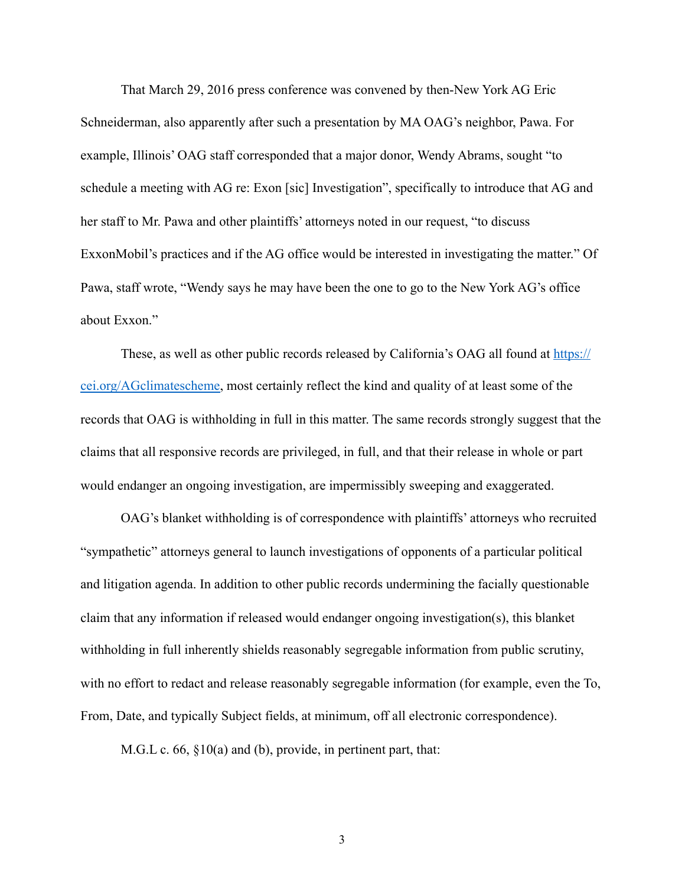That March 29, 2016 press conference was convened by then-New York AG Eric Schneiderman, also apparently after such a presentation by MA OAG's neighbor, Pawa. For example, Illinois' OAG staff corresponded that a major donor, Wendy Abrams, sought "to schedule a meeting with AG re: Exon [sic] Investigation", specifically to introduce that AG and her staff to Mr. Pawa and other plaintiffs' attorneys noted in our request, "to discuss ExxonMobil's practices and if the AG office would be interested in investigating the matter." Of Pawa, staff wrote, "Wendy says he may have been the one to go to the New York AG's office about Exxon."

These, as well as other public records released by California's OAG all found at [https://cei.org/AGclimatescheme](https://cei.org/AGclimatescheme), most certainly reflect the kind and quality of at least some of the records that OAG is withholding in full in this matter. The same records strongly suggest that the claims that all responsive records are privileged, in full, and that their release in whole or part would endanger an ongoing investigation, are impermissibly sweeping and exaggerated.

OAG's blanket withholding is of correspondence with plaintiffs' attorneys who recruited "sympathetic" attorneys general to launch investigations of opponents of a particular political and litigation agenda. In addition to other public records undermining the facially questionable claim that any information if released would endanger ongoing investigation(s), this blanket withholding in full inherently shields reasonably segregable information from public scrutiny, with no effort to redact and release reasonably segregable information (for example, even the To, From, Date, and typically Subject fields, at minimum, off all electronic correspondence).

M.G.L c. 66, §10(a) and (b), provide, in pertinent part, that: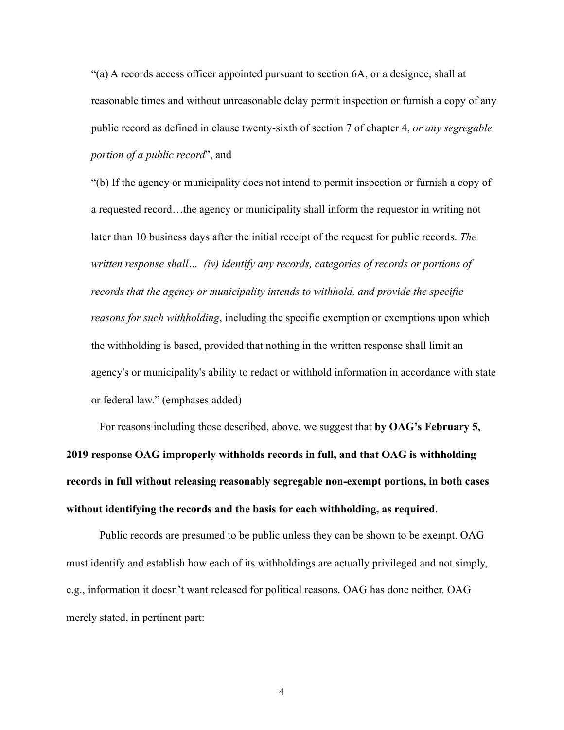"(a) A records access officer appointed pursuant to section 6A, or a designee, shall at reasonable times and without unreasonable delay permit inspection or furnish a copy of any public record as defined in clause twenty-sixth of section 7 of chapter 4, *or any segregable portion of a public record*", and

"(b) If the agency or municipality does not intend to permit inspection or furnish a copy of a requested record…the agency or municipality shall inform the requestor in writing not later than 10 business days after the initial receipt of the request for public records. *The written response shall… (iv) identify any records, categories of records or portions of records that the agency or municipality intends to withhold, and provide the specific reasons for such withholding*, including the specific exemption or exemptions upon which the withholding is based, provided that nothing in the written response shall limit an agency's or municipality's ability to redact or withhold information in accordance with state or federal law." (emphases added)

For reasons including those described, above, we suggest that **by OAG's February 5, 2019 response OAG improperly withholds records in full, and that OAG is withholding records in full without releasing reasonably segregable non-exempt portions, in both cases without identifying the records and the basis for each withholding, as required**.

Public records are presumed to be public unless they can be shown to be exempt. OAG must identify and establish how each of its withholdings are actually privileged and not simply, e.g., information it doesn't want released for political reasons. OAG has done neither. OAG merely stated, in pertinent part: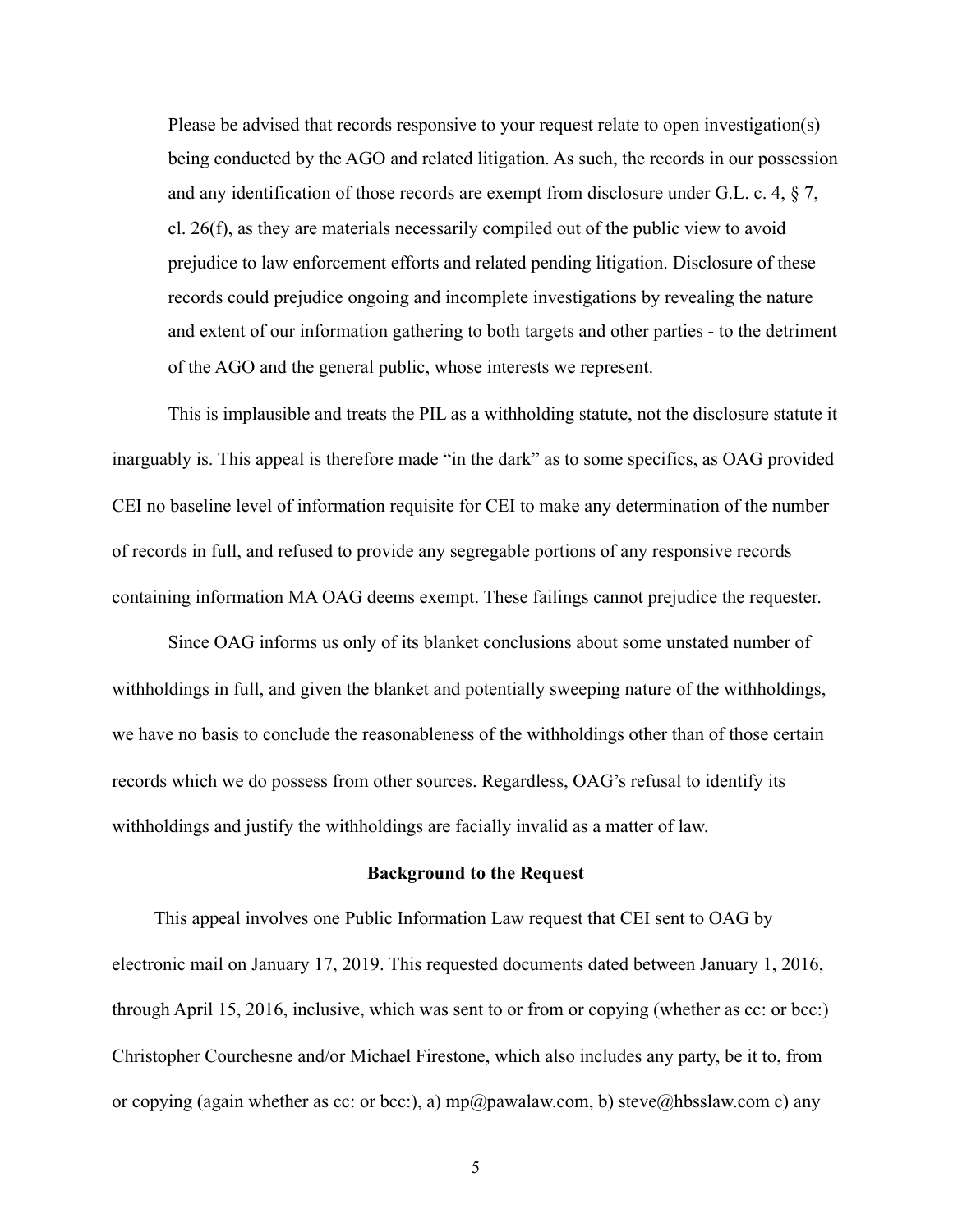> Please be advised that records responsive to your request relate to open investigation(s) being conducted by the AGO and related litigation. As such, the records in our possession and any identification of those records are exempt from disclosure under G.L. c. 4, § 7, cl. 26(f), as they are materials necessarily compiled out of the public view to avoid prejudice to law enforcement efforts and related pending litigation. Disclosure of these records could prejudice ongoing and incomplete investigations by revealing the nature and extent of our information gathering to both targets and other parties - to the detriment of the AGO and the general public, whose interests we represent.

This is implausible and treats the PIL as a withholding statute, not the disclosure statute it inarguably is. This appeal is therefore made "in the dark" as to some specifics, as OAG provided CEI no baseline level of information requisite for CEI to make any determination of the number of records in full, and refused to provide any segregable portions of any responsive records containing information MA OAG deems exempt. These failings cannot prejudice the requester.

Since OAG informs us only of its blanket conclusions about some unstated number of withholdings in full, and given the blanket and potentially sweeping nature of the withholdings, we have no basis to conclude the reasonableness of the withholdings other than of those certain records which we do possess from other sources. Regardless, OAG's refusal to identify its withholdings and justify the withholdings are facially invalid as a matter of law.

**Background to the Request**

This appeal involves one Public Information Law request that CEI sent to OAG by electronic mail on January 17, 2019. This requested documents dated between January 1, 2016, through April 15, 2016, inclusive, which was sent to or from or copying (whether as cc: or bcc:) Christopher Courchesne and/or Michael Firestone, which also includes any party, be it to, from or copying (again whether as cc: or bcc:), a) mp@pawalaw.com, b) steve@hbsslaw.com c) any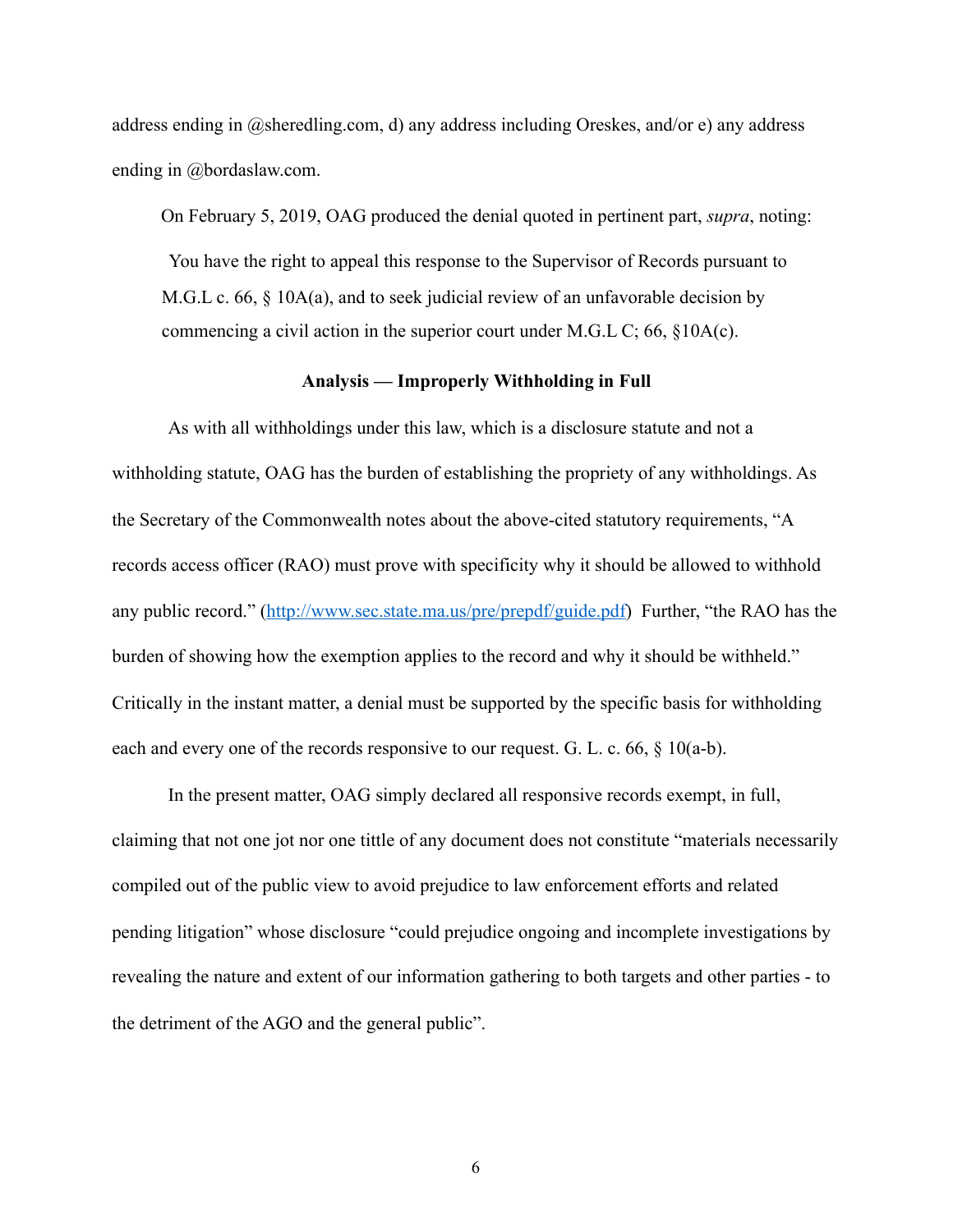address ending in @sheredling.com, d) any address including Oreskes, and/or e) any address ending in @bordaslaw.com.

On February 5, 2019, OAG produced the denial quoted in pertinent part, *supra*, noting:

> You have the right to appeal this response to the Supervisor of Records pursuant to M.G.L c. 66, § 10A(a), and to seek judicial review of an unfavorable decision by commencing a civil action in the superior court under M.G.L C; 66, §10A(c).

**Analysis — Improperly Withholding in Full**

As with all withholdings under this law, which is a disclosure statute and not a withholding statute, OAG has the burden of establishing the propriety of any withholdings. As the Secretary of the Commonwealth notes about the above-cited statutory requirements, "A records access officer (RAO) must prove with specificity why it should be allowed to withhold any public record." ([http://www.sec.state.ma.us/pre/prepdf/guide.pdf](http://www.sec.state.ma.us/pre/prepdf/guide.pdf)) Further, "the RAO has the burden of showing how the exemption applies to the record and why it should be withheld." Critically in the instant matter, a denial must be supported by the specific basis for withholding each and every one of the records responsive to our request. G. L. c. 66, § 10(a-b).

In the present matter, OAG simply declared all responsive records exempt, in full, claiming that not one jot nor one tittle of any document does not constitute "materials necessarily compiled out of the public view to avoid prejudice to law enforcement efforts and related pending litigation" whose disclosure "could prejudice ongoing and incomplete investigations by revealing the nature and extent of our information gathering to both targets and other parties - to the detriment of the AGO and the general public".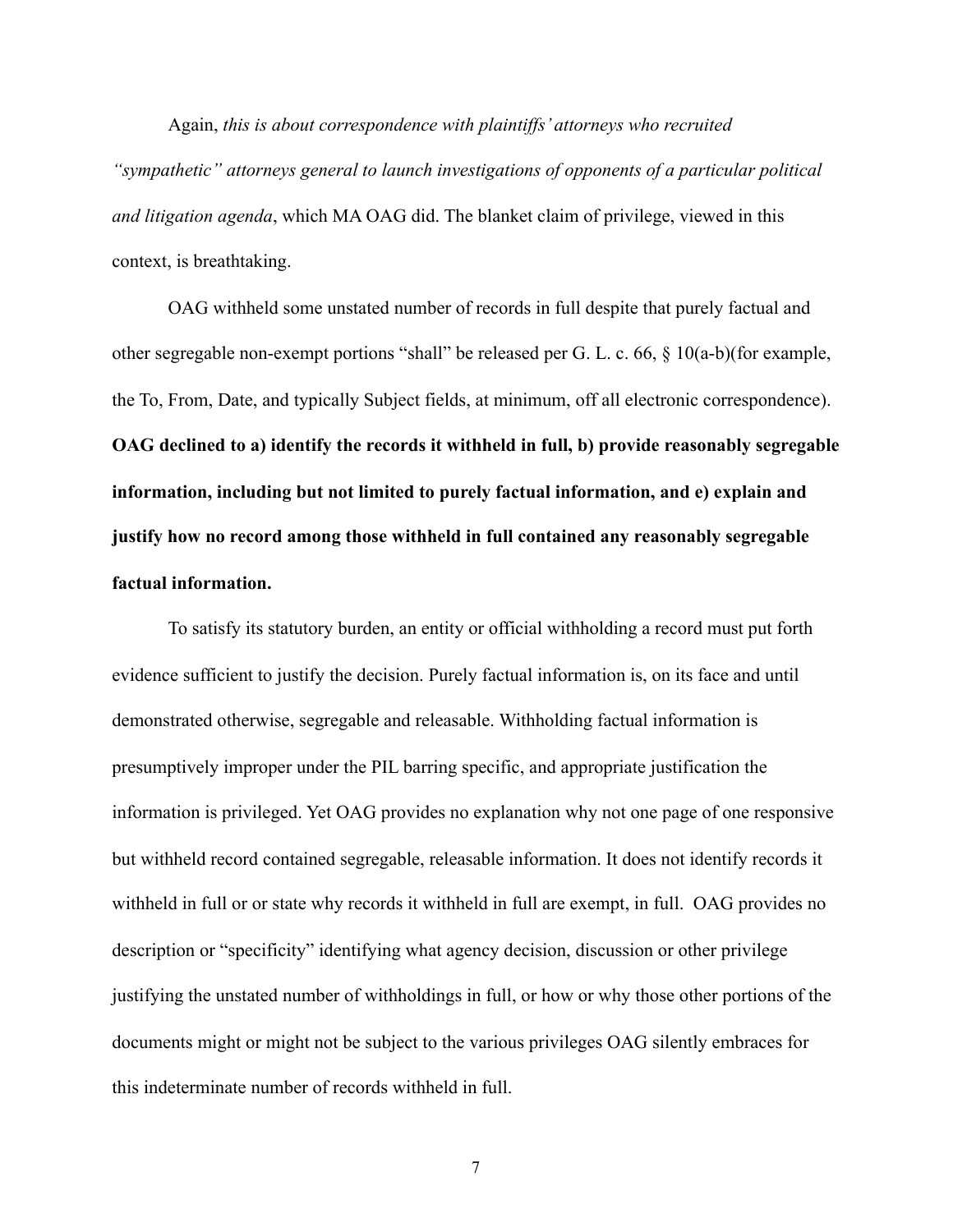Again, *this is about correspondence with plaintiffs' attorneys who recruited "sympathetic" attorneys general to launch investigations of opponents of a particular political and litigation agenda*, which MA OAG did. The blanket claim of privilege, viewed in this context, is breathtaking.

OAG withheld some unstated number of records in full despite that purely factual and other segregable non-exempt portions "shall" be released per G. L. c. 66, § 10(a-b)(for example, the To, From, Date, and typically Subject fields, at minimum, off all electronic correspondence). **OAG declined to a) identify the records it withheld in full, b) provide reasonably segregable information, including but not limited to purely factual information, and e) explain and justify how no record among those withheld in full contained any reasonably segregable factual information.**

To satisfy its statutory burden, an entity or official withholding a record must put forth evidence sufficient to justify the decision. Purely factual information is, on its face and until demonstrated otherwise, segregable and releasable. Withholding factual information is presumptively improper under the PIL barring specific, and appropriate justification the information is privileged. Yet OAG provides no explanation why not one page of one responsive but withheld record contained segregable, releasable information. It does not identify records it withheld in full or or state why records it withheld in full are exempt, in full. OAG provides no description or "specificity" identifying what agency decision, discussion or other privilege justifying the unstated number of withholdings in full, or how or why those other portions of the documents might or might not be subject to the various privileges OAG silently embraces for this indeterminate number of records withheld in full.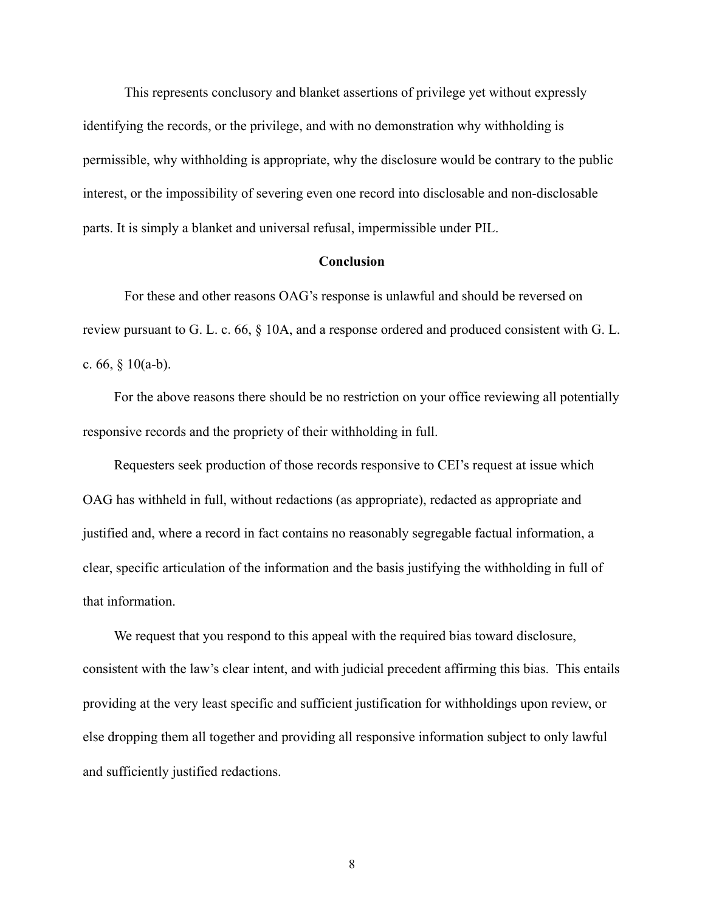This represents conclusory and blanket assertions of privilege yet without expressly identifying the records, or the privilege, and with no demonstration why withholding is permissible, why withholding is appropriate, why the disclosure would be contrary to the public interest, or the impossibility of severing even one record into disclosable and non-disclosable parts. It is simply a blanket and universal refusal, impermissible under PIL.

## Conclusion

For these and other reasons OAG's response is unlawful and should be reversed on review pursuant to G. L. c. 66, § 10A, and a response ordered and produced consistent with G. L. c. 66, § 10(a-b).

For the above reasons there should be no restriction on your office reviewing all potentially responsive records and the propriety of their withholding in full.

Requesters seek production of those records responsive to CEI's request at issue which OAG has withheld in full, without redactions (as appropriate), redacted as appropriate and justified and, where a record in fact contains no reasonably segregable factual information, a clear, specific articulation of the information and the basis justifying the withholding in full of that information.

We request that you respond to this appeal with the required bias toward disclosure, consistent with the law's clear intent, and with judicial precedent affirming this bias. This entails providing at the very least specific and sufficient justification for withholdings upon review, or else dropping them all together and providing all responsive information subject to only lawful and sufficiently justified redactions.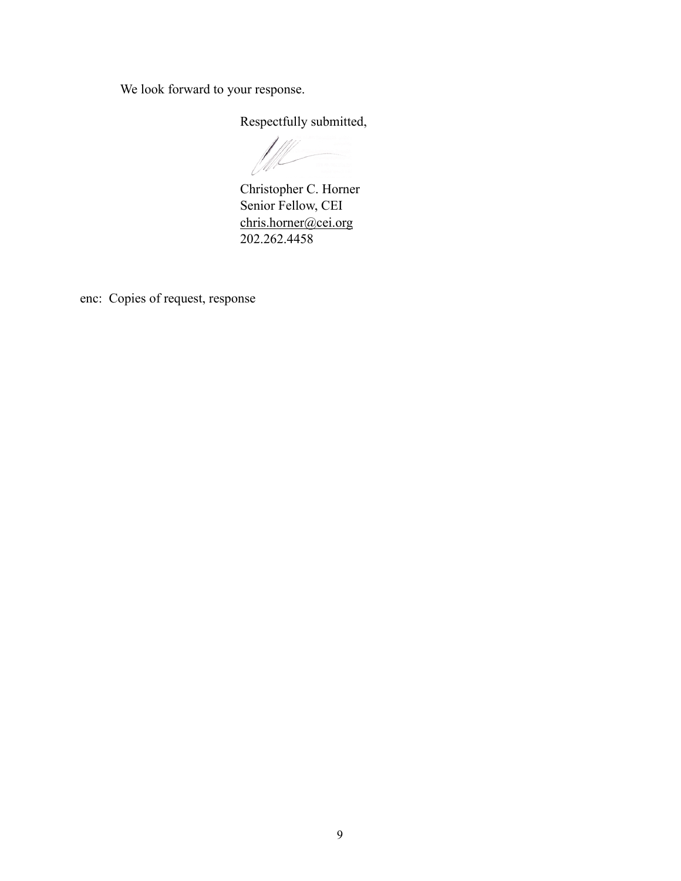We look forward to your response.

Respectfully submitted,

Christopher C. Horner
Senior Fellow, CEI
chris.horner@cei.org
202.262.4458

enc: Copies of request, response